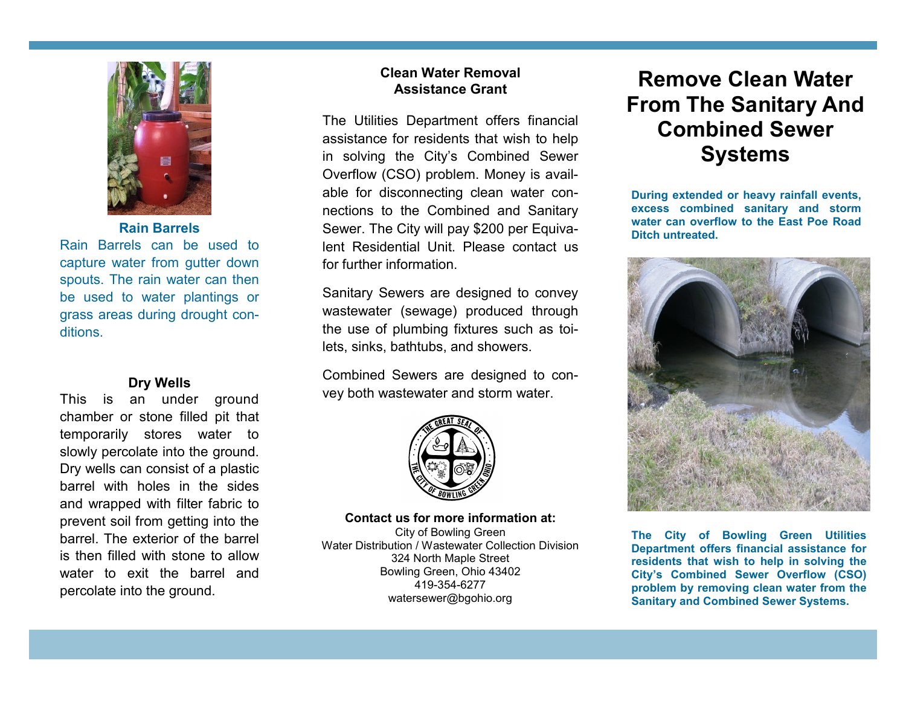## Rain Barrels

Rain Barrels can be used to capture water from gutter down spouts. The rain water can then be used to water plantings or grass areas during drought conditions.

## Dry Wells

This is an under ground chamber or stone filled pit that temporarily stores water to slowly percolate into the ground. Dry wells can consist of a plastic barrel with holes in the sides and wrapped with filter fabric to prevent soil from getting into the barrel. The exterior of the barrel is then filled with stone to allow water to exit the barrel and percolate into the ground.

## Clean Water Removal Assistance Grant

The Utilities Department offers financial assistance for residents that wish to help in solving the City's Combined Sewer Overflow (CSO) problem. Money is available for disconnecting clean water connections to the Combined and Sanitary Sewer. The City will pay $200 per Equivalent Residential Unit. Please contact us for further information.

Sanitary Sewers are designed to convey wastewater (sewage) produced through the use of plumbing fixtures such as toilets, sinks, bathtubs, and showers.

Combined Sewers are designed to convey both wastewater and storm water.

**Contact us for more information at:**

City of Bowling Green
Water Distribution / Wastewater Collection Division
324 North Maple Street
Bowling Green, Ohio 43402
419-354-6277
watersewer@bgohio.org

# Remove Clean Water From The Sanitary And Combined Sewer Systems

**During extended or heavy rainfall events, excess combined sanitary and storm water can overflow to the East Poe Road Ditch untreated.**

**The City of Bowling Green Utilities Department offers financial assistance for residents that wish to help in solving the City's Combined Sewer Overflow (CSO) problem by removing clean water from the Sanitary and Combined Sewer Systems.**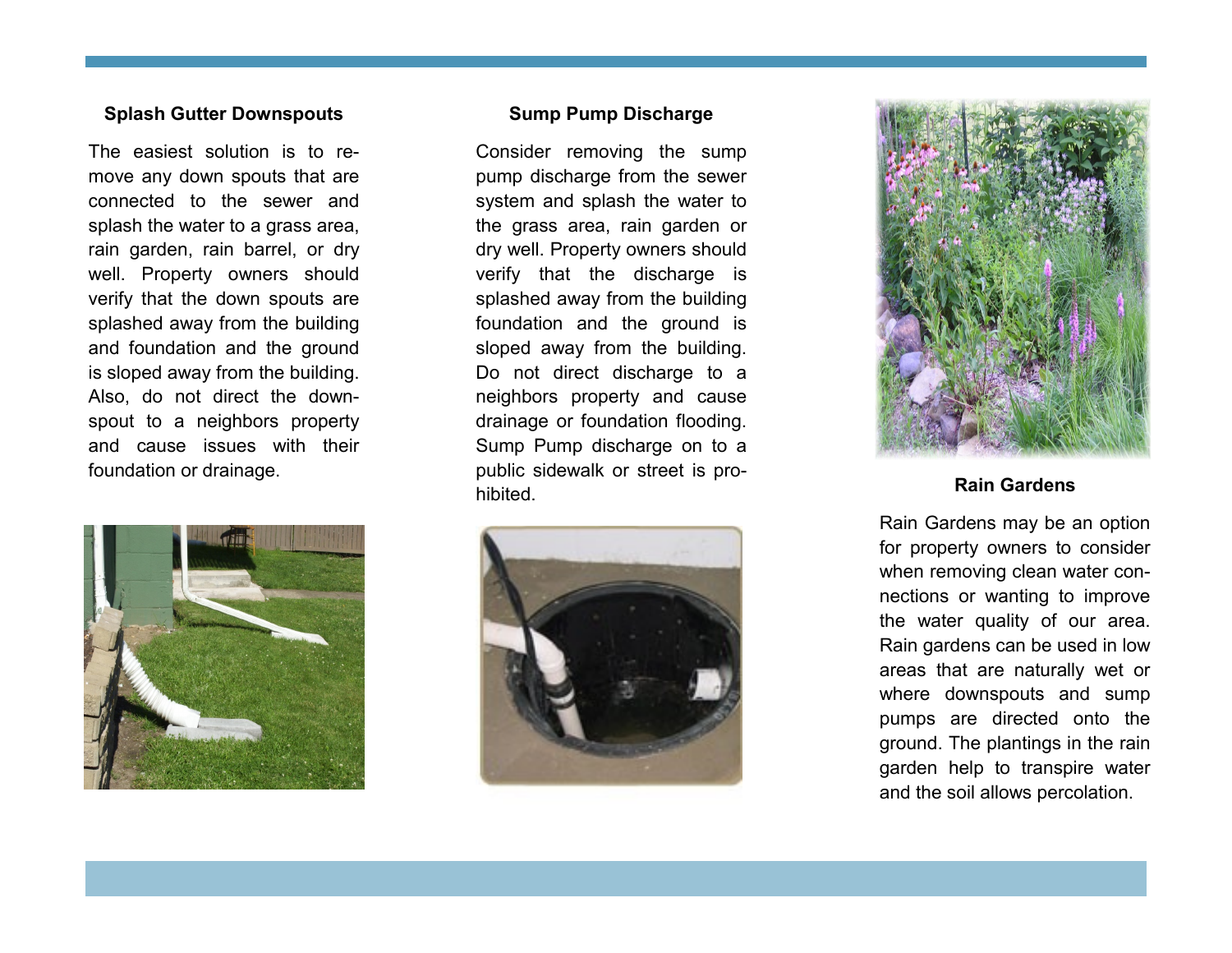### Splash Gutter Downspouts

The easiest solution is to remove any down spouts that are connected to the sewer and splash the water to a grass area, rain garden, rain barrel, or dry well. Property owners should verify that the down spouts are splashed away from the building and foundation and the ground is sloped away from the building. Also, do not direct the downspout to a neighbors property and cause issues with their foundation or drainage.

### Sump Pump Discharge

Consider removing the sump pump discharge from the sewer system and splash the water to the grass area, rain garden or dry well. Property owners should verify that the discharge is splashed away from the building foundation and the ground is sloped away from the building. Do not direct discharge to a neighbors property and cause drainage or foundation flooding. Sump Pump discharge on to a public sidewalk or street is prohibited.

### Rain Gardens

Rain Gardens may be an option for property owners to consider when removing clean water connections or wanting to improve the water quality of our area. Rain gardens can be used in low areas that are naturally wet or where downspouts and sump pumps are directed onto the ground. The plantings in the rain garden help to transpire water and the soil allows percolation.